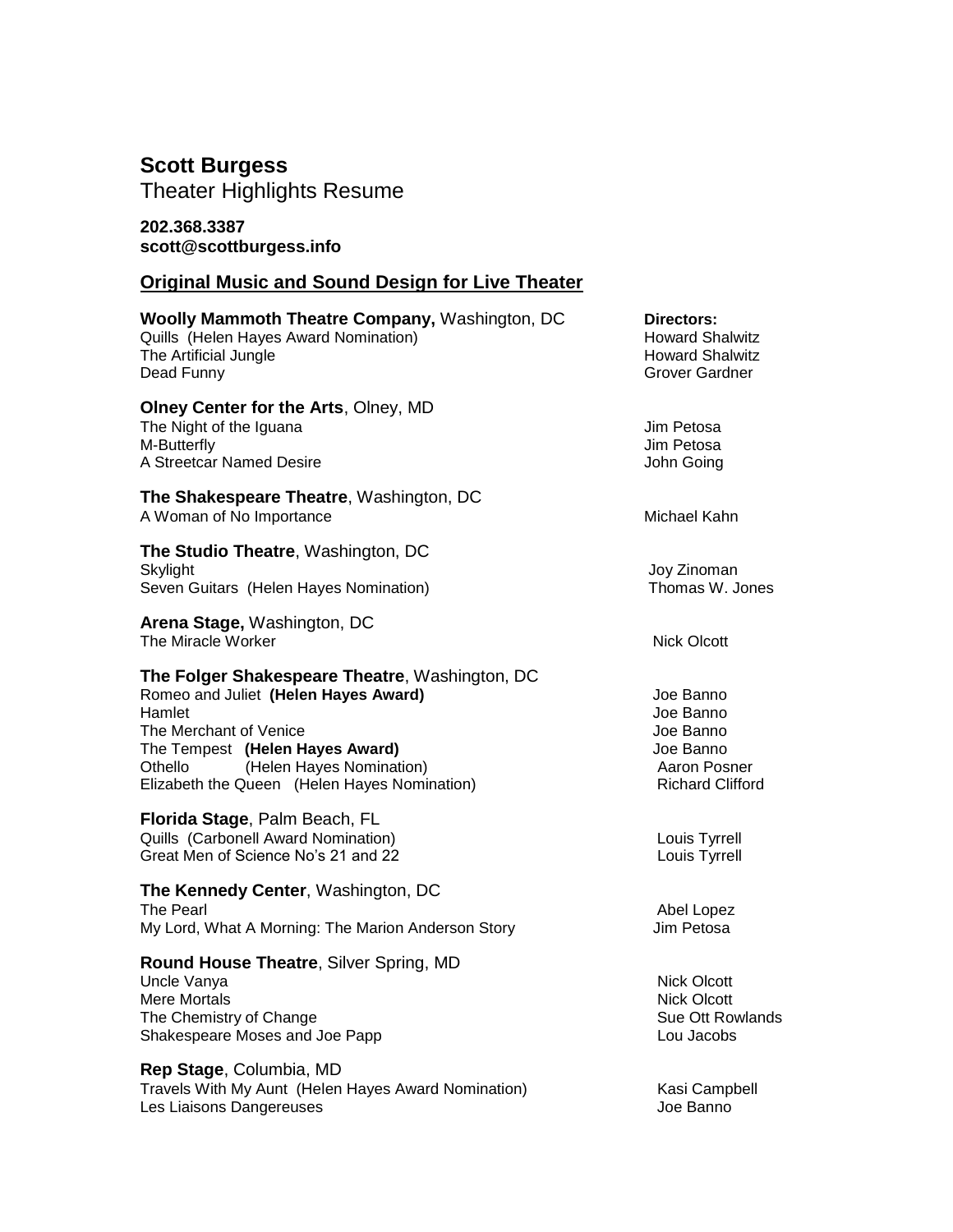# Scott Burgess

Theater Highlights Resume

**202.368.3387**
**scott@scottburgess.info**

## Original Music and Sound Design for Live Theater

| | Directors: |
|---|---|
| **Woolly Mammoth Theatre Company,** Washington, DC | |
| Quills (Helen Hayes Award Nomination) | Howard Shalwitz |
| The Artificial Jungle | Howard Shalwitz |
| Dead Funny | Grover Gardner |
| **Olney Center for the Arts**, Olney, MD | |
| The Night of the Iguana | Jim Petosa |
| M-Butterfly | Jim Petosa |
| A Streetcar Named Desire | John Going |
| **The Shakespeare Theatre**, Washington, DC | |
| A Woman of No Importance | Michael Kahn |
| **The Studio Theatre**, Washington, DC | |
| Skylight | Joy Zinoman |
| Seven Guitars (Helen Hayes Nomination) | Thomas W. Jones |
| **Arena Stage,** Washington, DC | |
| The Miracle Worker | Nick Olcott |
| **The Folger Shakespeare Theatre**, Washington, DC | |
| Romeo and Juliet **(Helen Hayes Award)** | Joe Banno |
| Hamlet | Joe Banno |
| The Merchant of Venice | Joe Banno |
| The Tempest **(Helen Hayes Award)** | Joe Banno |
| Othello (Helen Hayes Nomination) | Aaron Posner |
| Elizabeth the Queen (Helen Hayes Nomination) | Richard Clifford |
| **Florida Stage**, Palm Beach, FL | |
| Quills (Carbonell Award Nomination) | Louis Tyrrell |
| Great Men of Science No's 21 and 22 | Louis Tyrrell |
| **The Kennedy Center**, Washington, DC | |
| The Pearl | Abel Lopez |
| My Lord, What A Morning: The Marion Anderson Story | Jim Petosa |
| **Round House Theatre**, Silver Spring, MD | |
| Uncle Vanya | Nick Olcott |
| Mere Mortals | Nick Olcott |
| The Chemistry of Change | Sue Ott Rowlands |
| Shakespeare Moses and Joe Papp | Lou Jacobs |
| **Rep Stage**, Columbia, MD | |
| Travels With My Aunt (Helen Hayes Award Nomination) | Kasi Campbell |
| Les Liaisons Dangereuses | Joe Banno |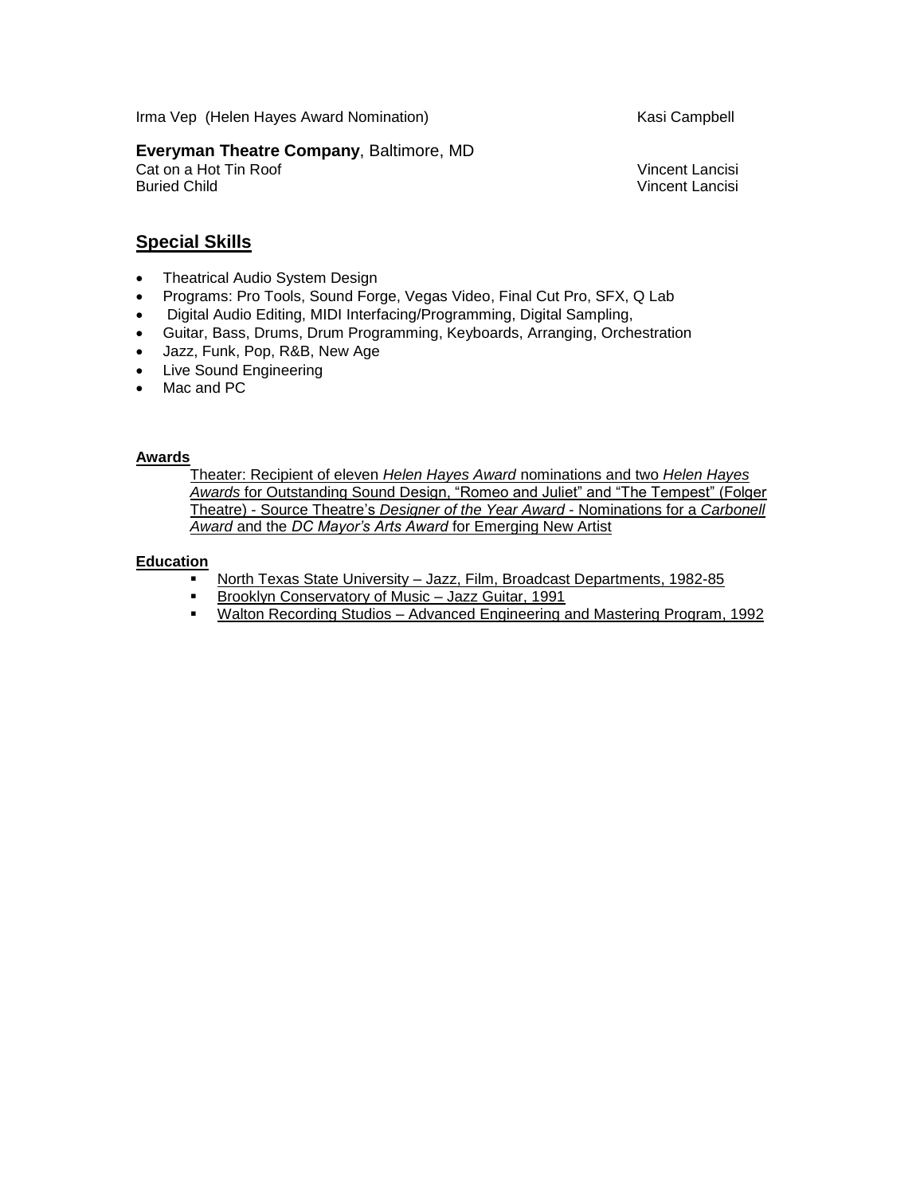| | |
|---|---|
| Irma Vep (Helen Hayes Award Nomination) | Kasi Campbell |

**Everyman Theatre Company**, Baltimore, MD

| | |
|---|---|
| Cat on a Hot Tin Roof | Vincent Lancisi |
| Buried Child | Vincent Lancisi |

## Special Skills

- Theatrical Audio System Design
- Programs: Pro Tools, Sound Forge, Vegas Video, Final Cut Pro, SFX, Q Lab
- Digital Audio Editing, MIDI Interfacing/Programming, Digital Sampling,
- Guitar, Bass, Drums, Drum Programming, Keyboards, Arranging, Orchestration
- Jazz, Funk, Pop, R&B, New Age
- Live Sound Engineering
- Mac and PC

**Awards**

Theater: Recipient of eleven *Helen Hayes Award* nominations and two *Helen Hayes Awards* for Outstanding Sound Design, "Romeo and Juliet" and "The Tempest" (Folger Theatre) - Source Theatre's *Designer of the Year Award* - Nominations for a *Carbonell Award* and the *DC Mayor's Arts Award* for Emerging New Artist

**Education**

- North Texas State University – Jazz, Film, Broadcast Departments, 1982-85
- Brooklyn Conservatory of Music – Jazz Guitar, 1991
- Walton Recording Studios – Advanced Engineering and Mastering Program, 1992